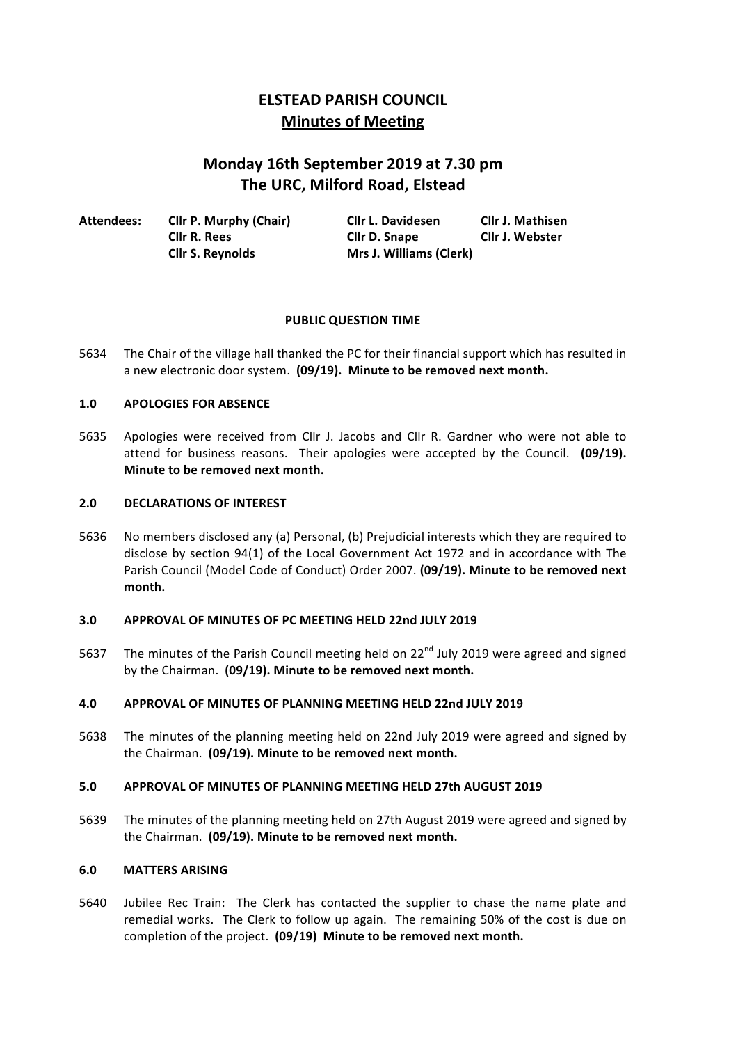# ELSTEAD PARISH COUNCIL

## Minutes of Meeting

## Monday 16th September 2019 at 7.30 pm
## The URC, Milford Road, Elstead

| Attendees: | Cllr P. Murphy (Chair) | Cllr L. Davidesen | Cllr J. Mathisen |
|---|---|---|---|
| | Cllr R. Rees | Cllr D. Snape | Cllr J. Webster |
| | Cllr S. Reynolds | Mrs J. Williams (Clerk) | |

**PUBLIC QUESTION TIME**

5634 The Chair of the village hall thanked the PC for their financial support which has resulted in a new electronic door system. **(09/19). Minute to be removed next month.**

### 1.0 APOLOGIES FOR ABSENCE

5635 Apologies were received from Cllr J. Jacobs and Cllr R. Gardner who were not able to attend for business reasons. Their apologies were accepted by the Council. **(09/19). Minute to be removed next month.**

### 2.0 DECLARATIONS OF INTEREST

5636 No members disclosed any (a) Personal, (b) Prejudicial interests which they are required to disclose by section 94(1) of the Local Government Act 1972 and in accordance with The Parish Council (Model Code of Conduct) Order 2007. **(09/19). Minute to be removed next month.**

### 3.0 APPROVAL OF MINUTES OF PC MEETING HELD 22nd JULY 2019

5637 The minutes of the Parish Council meeting held on 22nd July 2019 were agreed and signed by the Chairman. **(09/19). Minute to be removed next month.**

### 4.0 APPROVAL OF MINUTES OF PLANNING MEETING HELD 22nd JULY 2019

5638 The minutes of the planning meeting held on 22nd July 2019 were agreed and signed by the Chairman. **(09/19). Minute to be removed next month.**

### 5.0 APPROVAL OF MINUTES OF PLANNING MEETING HELD 27th AUGUST 2019

5639 The minutes of the planning meeting held on 27th August 2019 were agreed and signed by the Chairman. **(09/19). Minute to be removed next month.**

### 6.0 MATTERS ARISING

5640 Jubilee Rec Train: The Clerk has contacted the supplier to chase the name plate and remedial works. The Clerk to follow up again. The remaining 50% of the cost is due on completion of the project. **(09/19) Minute to be removed next month.**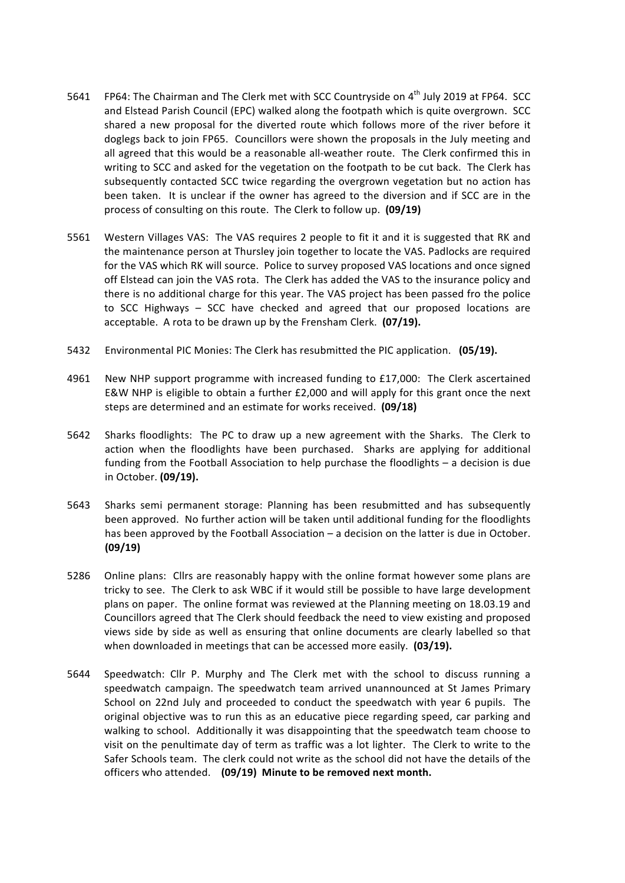5641 FP64: The Chairman and The Clerk met with SCC Countryside on 4th July 2019 at FP64. SCC and Elstead Parish Council (EPC) walked along the footpath which is quite overgrown. SCC shared a new proposal for the diverted route which follows more of the river before it doglegs back to join FP65. Councillors were shown the proposals in the July meeting and all agreed that this would be a reasonable all-weather route. The Clerk confirmed this in writing to SCC and asked for the vegetation on the footpath to be cut back. The Clerk has subsequently contacted SCC twice regarding the overgrown vegetation but no action has been taken. It is unclear if the owner has agreed to the diversion and if SCC are in the process of consulting on this route. The Clerk to follow up. **(09/19)**

5561 Western Villages VAS: The VAS requires 2 people to fit it and it is suggested that RK and the maintenance person at Thursley join together to locate the VAS. Padlocks are required for the VAS which RK will source. Police to survey proposed VAS locations and once signed off Elstead can join the VAS rota. The Clerk has added the VAS to the insurance policy and there is no additional charge for this year. The VAS project has been passed fro the police to SCC Highways – SCC have checked and agreed that our proposed locations are acceptable. A rota to be drawn up by the Frensham Clerk. **(07/19).**

5432 Environmental PIC Monies: The Clerk has resubmitted the PIC application. **(05/19).**

4961 New NHP support programme with increased funding to £17,000: The Clerk ascertained E&W NHP is eligible to obtain a further £2,000 and will apply for this grant once the next steps are determined and an estimate for works received. **(09/18)**

5642 Sharks floodlights: The PC to draw up a new agreement with the Sharks. The Clerk to action when the floodlights have been purchased. Sharks are applying for additional funding from the Football Association to help purchase the floodlights – a decision is due in October. **(09/19).**

5643 Sharks semi permanent storage: Planning has been resubmitted and has subsequently been approved. No further action will be taken until additional funding for the floodlights has been approved by the Football Association – a decision on the latter is due in October. **(09/19)**

5286 Online plans: Cllrs are reasonably happy with the online format however some plans are tricky to see. The Clerk to ask WBC if it would still be possible to have large development plans on paper. The online format was reviewed at the Planning meeting on 18.03.19 and Councillors agreed that The Clerk should feedback the need to view existing and proposed views side by side as well as ensuring that online documents are clearly labelled so that when downloaded in meetings that can be accessed more easily. **(03/19).**

5644 Speedwatch: Cllr P. Murphy and The Clerk met with the school to discuss running a speedwatch campaign. The speedwatch team arrived unannounced at St James Primary School on 22nd July and proceeded to conduct the speedwatch with year 6 pupils. The original objective was to run this as an educative piece regarding speed, car parking and walking to school. Additionally it was disappointing that the speedwatch team choose to visit on the penultimate day of term as traffic was a lot lighter. The Clerk to write to the Safer Schools team. The clerk could not write as the school did not have the details of the officers who attended. **(09/19) Minute to be removed next month.**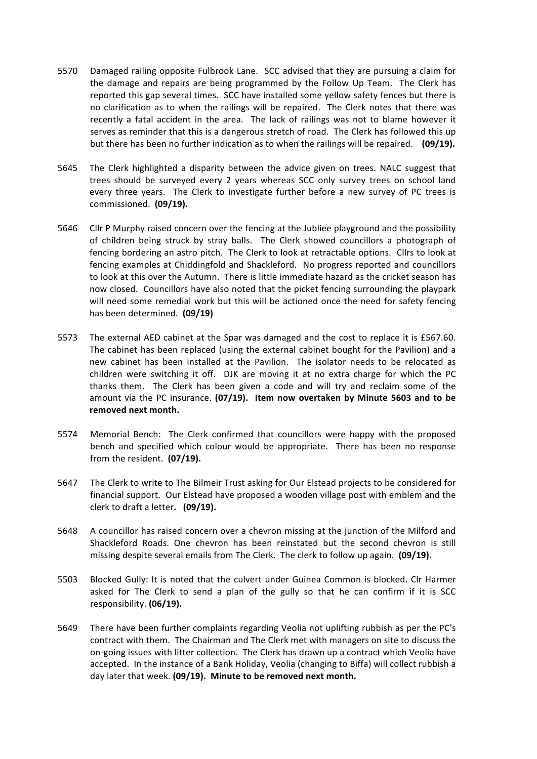5570 Damaged railing opposite Fulbrook Lane. SCC advised that they are pursuing a claim for the damage and repairs are being programmed by the Follow Up Team. The Clerk has reported this gap several times. SCC have installed some yellow safety fences but there is no clarification as to when the railings will be repaired. The Clerk notes that there was recently a fatal accident in the area. The lack of railings was not to blame however it serves as reminder that this is a dangerous stretch of road. The Clerk has followed this up but there has been no further indication as to when the railings will be repaired. **(09/19).**

5645 The Clerk highlighted a disparity between the advice given on trees. NALC suggest that trees should be surveyed every 2 years whereas SCC only survey trees on school land every three years. The Clerk to investigate further before a new survey of PC trees is commissioned. **(09/19).**

5646 Cllr P Murphy raised concern over the fencing at the Jubliee playground and the possibility of children being struck by stray balls. The Clerk showed councillors a photograph of fencing bordering an astro pitch. The Clerk to look at retractable options. Cllrs to look at fencing examples at Chiddingfold and Shackleford. No progress reported and councillors to look at this over the Autumn. There is little immediate hazard as the cricket season has now closed. Councillors have also noted that the picket fencing surrounding the playpark will need some remedial work but this will be actioned once the need for safety fencing has been determined. **(09/19)**

5573 The external AED cabinet at the Spar was damaged and the cost to replace it is £567.60. The cabinet has been replaced (using the external cabinet bought for the Pavilion) and a new cabinet has been installed at the Pavilion. The isolator needs to be relocated as children were switching it off. DJK are moving it at no extra charge for which the PC thanks them. The Clerk has been given a code and will try and reclaim some of the amount via the PC insurance. **(07/19). Item now overtaken by Minute 5603 and to be removed next month.**

5574 Memorial Bench: The Clerk confirmed that councillors were happy with the proposed bench and specified which colour would be appropriate. There has been no response from the resident. **(07/19).**

5647 The Clerk to write to The Bilmeir Trust asking for Our Elstead projects to be considered for financial support. Our Elstead have proposed a wooden village post with emblem and the clerk to draft a letter**. (09/19).**

5648 A councillor has raised concern over a chevron missing at the junction of the Milford and Shackleford Roads. One chevron has been reinstated but the second chevron is still missing despite several emails from The Clerk. The clerk to follow up again. **(09/19).**

5503 Blocked Gully: It is noted that the culvert under Guinea Common is blocked. Clr Harmer asked for The Clerk to send a plan of the gully so that he can confirm if it is SCC responsibility. **(06/19).**

5649 There have been further complaints regarding Veolia not uplifting rubbish as per the PC's contract with them. The Chairman and The Clerk met with managers on site to discuss the on-going issues with litter collection. The Clerk has drawn up a contract which Veolia have accepted. In the instance of a Bank Holiday, Veolia (changing to Biffa) will collect rubbish a day later that week. **(09/19). Minute to be removed next month.**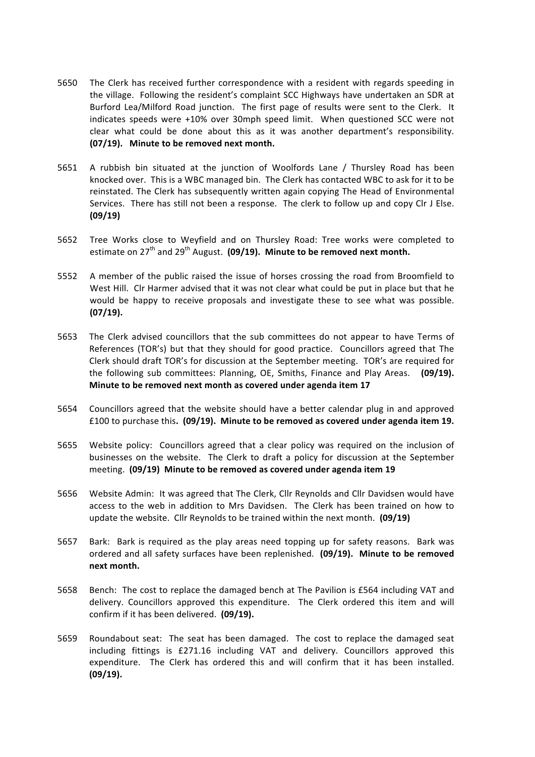5650 The Clerk has received further correspondence with a resident with regards speeding in the village. Following the resident's complaint SCC Highways have undertaken an SDR at Burford Lea/Milford Road junction. The first page of results were sent to the Clerk. It indicates speeds were +10% over 30mph speed limit. When questioned SCC were not clear what could be done about this as it was another department's responsibility. **(07/19). Minute to be removed next month.**

5651 A rubbish bin situated at the junction of Woolfords Lane / Thursley Road has been knocked over. This is a WBC managed bin. The Clerk has contacted WBC to ask for it to be reinstated. The Clerk has subsequently written again copying The Head of Environmental Services. There has still not been a response. The clerk to follow up and copy Clr J Else. **(09/19)**

5652 Tree Works close to Weyfield and on Thursley Road: Tree works were completed to estimate on 27th and 29th August. **(09/19). Minute to be removed next month.**

5552 A member of the public raised the issue of horses crossing the road from Broomfield to West Hill. Clr Harmer advised that it was not clear what could be put in place but that he would be happy to receive proposals and investigate these to see what was possible. **(07/19).**

5653 The Clerk advised councillors that the sub committees do not appear to have Terms of References (TOR's) but that they should for good practice. Councillors agreed that The Clerk should draft TOR's for discussion at the September meeting. TOR's are required for the following sub committees: Planning, OE, Smiths, Finance and Play Areas. **(09/19). Minute to be removed next month as covered under agenda item 17**

5654 Councillors agreed that the website should have a better calendar plug in and approved £100 to purchase this**. (09/19). Minute to be removed as covered under agenda item 19.**

5655 Website policy: Councillors agreed that a clear policy was required on the inclusion of businesses on the website. The Clerk to draft a policy for discussion at the September meeting. **(09/19) Minute to be removed as covered under agenda item 19**

5656 Website Admin: It was agreed that The Clerk, Cllr Reynolds and Cllr Davidsen would have access to the web in addition to Mrs Davidsen. The Clerk has been trained on how to update the website. Cllr Reynolds to be trained within the next month. **(09/19)**

5657 Bark: Bark is required as the play areas need topping up for safety reasons. Bark was ordered and all safety surfaces have been replenished. **(09/19). Minute to be removed next month.**

5658 Bench: The cost to replace the damaged bench at The Pavilion is £564 including VAT and delivery. Councillors approved this expenditure. The Clerk ordered this item and will confirm if it has been delivered. **(09/19).**

5659 Roundabout seat: The seat has been damaged. The cost to replace the damaged seat including fittings is £271.16 including VAT and delivery. Councillors approved this expenditure. The Clerk has ordered this and will confirm that it has been installed. **(09/19).**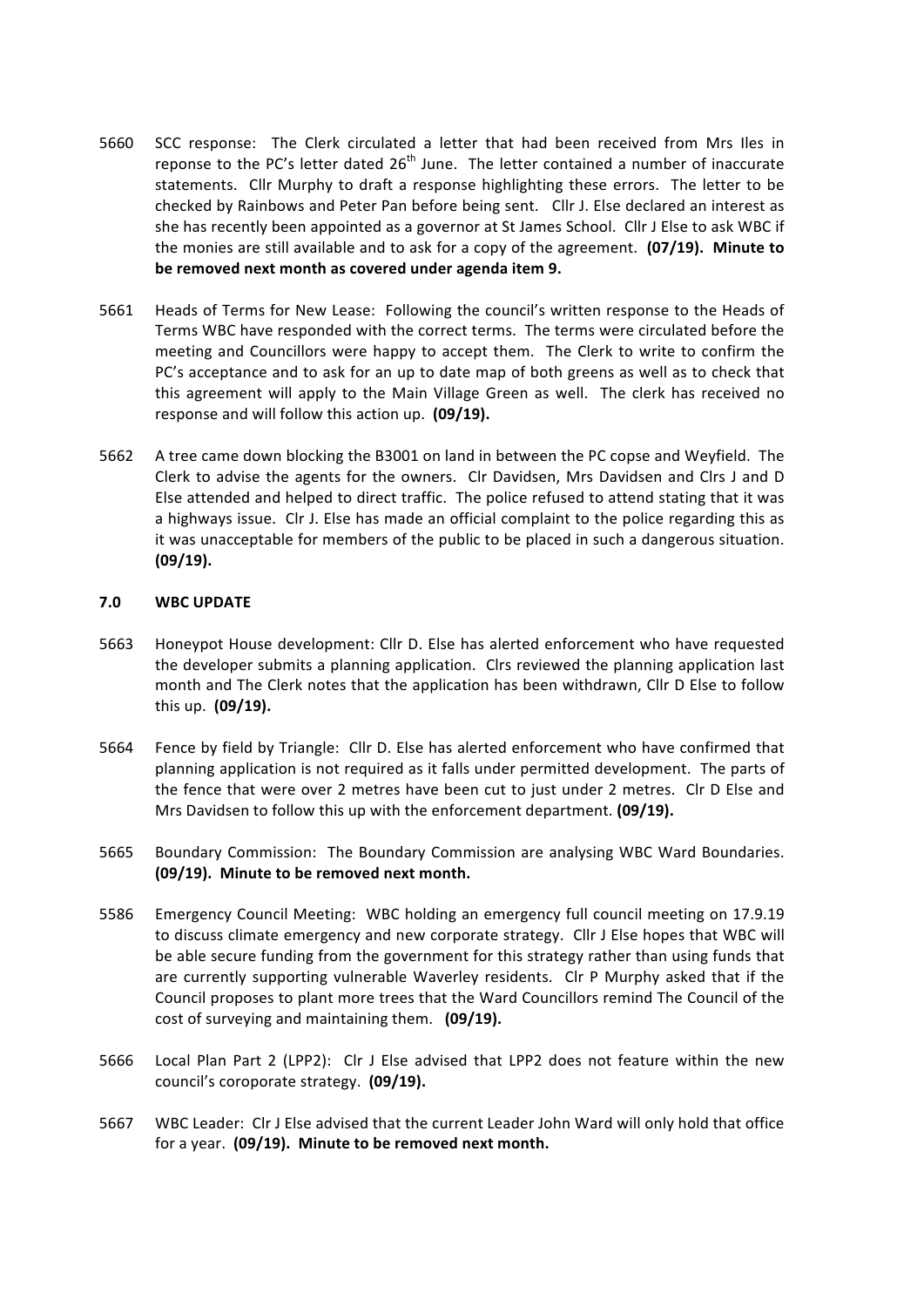5660 SCC response: The Clerk circulated a letter that had been received from Mrs Iles in reponse to the PC's letter dated 26th June. The letter contained a number of inaccurate statements. Cllr Murphy to draft a response highlighting these errors. The letter to be checked by Rainbows and Peter Pan before being sent. Cllr J. Else declared an interest as she has recently been appointed as a governor at St James School. Cllr J Else to ask WBC if the monies are still available and to ask for a copy of the agreement. **(07/19). Minute to be removed next month as covered under agenda item 9.**

5661 Heads of Terms for New Lease: Following the council's written response to the Heads of Terms WBC have responded with the correct terms. The terms were circulated before the meeting and Councillors were happy to accept them. The Clerk to write to confirm the PC's acceptance and to ask for an up to date map of both greens as well as to check that this agreement will apply to the Main Village Green as well. The clerk has received no response and will follow this action up. **(09/19).**

5662 A tree came down blocking the B3001 on land in between the PC copse and Weyfield. The Clerk to advise the agents for the owners. Clr Davidsen, Mrs Davidsen and Clrs J and D Else attended and helped to direct traffic. The police refused to attend stating that it was a highways issue. Clr J. Else has made an official complaint to the police regarding this as it was unacceptable for members of the public to be placed in such a dangerous situation. **(09/19).**

## 7.0 WBC UPDATE

5663 Honeypot House development: Cllr D. Else has alerted enforcement who have requested the developer submits a planning application. Clrs reviewed the planning application last month and The Clerk notes that the application has been withdrawn, Cllr D Else to follow this up. **(09/19).**

5664 Fence by field by Triangle: Cllr D. Else has alerted enforcement who have confirmed that planning application is not required as it falls under permitted development. The parts of the fence that were over 2 metres have been cut to just under 2 metres. Clr D Else and Mrs Davidsen to follow this up with the enforcement department. **(09/19).**

5665 Boundary Commission: The Boundary Commission are analysing WBC Ward Boundaries. **(09/19). Minute to be removed next month.**

5586 Emergency Council Meeting: WBC holding an emergency full council meeting on 17.9.19 to discuss climate emergency and new corporate strategy. Cllr J Else hopes that WBC will be able secure funding from the government for this strategy rather than using funds that are currently supporting vulnerable Waverley residents. Clr P Murphy asked that if the Council proposes to plant more trees that the Ward Councillors remind The Council of the cost of surveying and maintaining them. **(09/19).**

5666 Local Plan Part 2 (LPP2): Clr J Else advised that LPP2 does not feature within the new council's coroporate strategy. **(09/19).**

5667 WBC Leader: Clr J Else advised that the current Leader John Ward will only hold that office for a year. **(09/19). Minute to be removed next month.**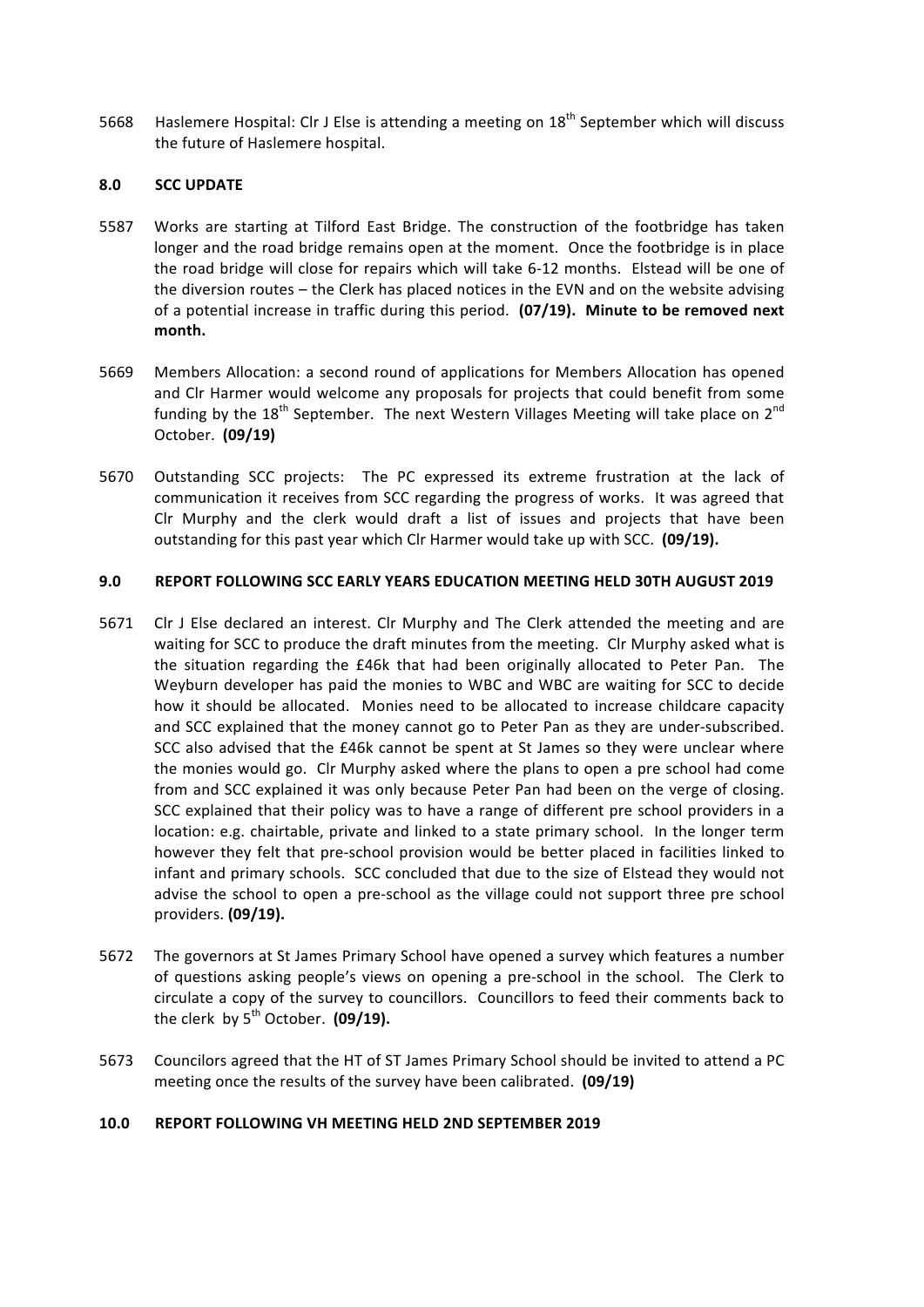5668 Haslemere Hospital: Clr J Else is attending a meeting on 18th September which will discuss the future of Haslemere hospital.

## 8.0 SCC UPDATE

5587 Works are starting at Tilford East Bridge. The construction of the footbridge has taken longer and the road bridge remains open at the moment. Once the footbridge is in place the road bridge will close for repairs which will take 6-12 months. Elstead will be one of the diversion routes – the Clerk has placed notices in the EVN and on the website advising of a potential increase in traffic during this period. **(07/19). Minute to be removed next month.**

5669 Members Allocation: a second round of applications for Members Allocation has opened and Clr Harmer would welcome any proposals for projects that could benefit from some funding by the 18th September. The next Western Villages Meeting will take place on 2nd October. **(09/19)**

5670 Outstanding SCC projects: The PC expressed its extreme frustration at the lack of communication it receives from SCC regarding the progress of works. It was agreed that Clr Murphy and the clerk would draft a list of issues and projects that have been outstanding for this past year which Clr Harmer would take up with SCC. **(09/19).**

## 9.0 REPORT FOLLOWING SCC EARLY YEARS EDUCATION MEETING HELD 30TH AUGUST 2019

5671 Clr J Else declared an interest. Clr Murphy and The Clerk attended the meeting and are waiting for SCC to produce the draft minutes from the meeting. Clr Murphy asked what is the situation regarding the £46k that had been originally allocated to Peter Pan. The Weyburn developer has paid the monies to WBC and WBC are waiting for SCC to decide how it should be allocated. Monies need to be allocated to increase childcare capacity and SCC explained that the money cannot go to Peter Pan as they are under-subscribed. SCC also advised that the £46k cannot be spent at St James so they were unclear where the monies would go. Clr Murphy asked where the plans to open a pre school had come from and SCC explained it was only because Peter Pan had been on the verge of closing. SCC explained that their policy was to have a range of different pre school providers in a location: e.g. chairtable, private and linked to a state primary school. In the longer term however they felt that pre-school provision would be better placed in facilities linked to infant and primary schools. SCC concluded that due to the size of Elstead they would not advise the school to open a pre-school as the village could not support three pre school providers. **(09/19).**

5672 The governors at St James Primary School have opened a survey which features a number of questions asking people's views on opening a pre-school in the school. The Clerk to circulate a copy of the survey to councillors. Councillors to feed their comments back to the clerk by 5th October. **(09/19).**

5673 Councilors agreed that the HT of ST James Primary School should be invited to attend a PC meeting once the results of the survey have been calibrated. **(09/19)**

## 10.0 REPORT FOLLOWING VH MEETING HELD 2ND SEPTEMBER 2019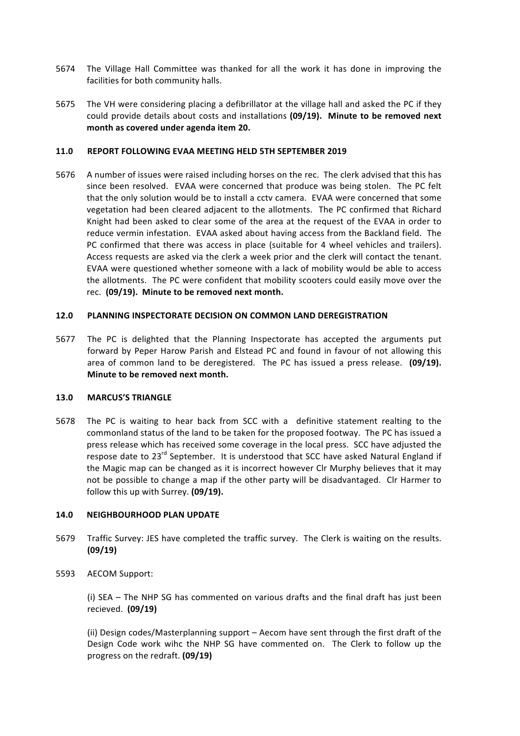5674 The Village Hall Committee was thanked for all the work it has done in improving the facilities for both community halls.

5675 The VH were considering placing a defibrillator at the village hall and asked the PC if they could provide details about costs and installations **(09/19). Minute to be removed next month as covered under agenda item 20.**

## 11.0 REPORT FOLLOWING EVAA MEETING HELD 5TH SEPTEMBER 2019

5676 A number of issues were raised including horses on the rec. The clerk advised that this has since been resolved. EVAA were concerned that produce was being stolen. The PC felt that the only solution would be to install a cctv camera. EVAA were concerned that some vegetation had been cleared adjacent to the allotments. The PC confirmed that Richard Knight had been asked to clear some of the area at the request of the EVAA in order to reduce vermin infestation. EVAA asked about having access from the Backland field. The PC confirmed that there was access in place (suitable for 4 wheel vehicles and trailers). Access requests are asked via the clerk a week prior and the clerk will contact the tenant. EVAA were questioned whether someone with a lack of mobility would be able to access the allotments. The PC were confident that mobility scooters could easily move over the rec. **(09/19). Minute to be removed next month.**

## 12.0 PLANNING INSPECTORATE DECISION ON COMMON LAND DEREGISTRATION

5677 The PC is delighted that the Planning Inspectorate has accepted the arguments put forward by Peper Harow Parish and Elstead PC and found in favour of not allowing this area of common land to be deregistered. The PC has issued a press release. **(09/19). Minute to be removed next month.**

## 13.0 MARCUS'S TRIANGLE

5678 The PC is waiting to hear back from SCC with a definitive statement realting to the commonland status of the land to be taken for the proposed footway. The PC has issued a press release which has received some coverage in the local press. SCC have adjusted the respose date to 23rd September. It is understood that SCC have asked Natural England if the Magic map can be changed as it is incorrect however Clr Murphy believes that it may not be possible to change a map if the other party will be disadvantaged. Clr Harmer to follow this up with Surrey. **(09/19).**

## 14.0 NEIGHBOURHOOD PLAN UPDATE

5679 Traffic Survey: JES have completed the traffic survey. The Clerk is waiting on the results. **(09/19)**

5593 AECOM Support:

(i) SEA – The NHP SG has commented on various drafts and the final draft has just been recieved. **(09/19)**

(ii) Design codes/Masterplanning support – Aecom have sent through the first draft of the Design Code work wihc the NHP SG have commented on. The Clerk to follow up the progress on the redraft. **(09/19)**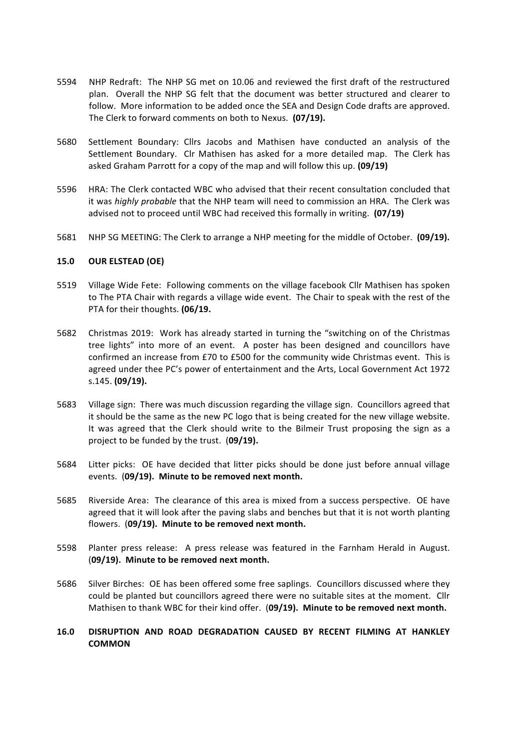5594 NHP Redraft: The NHP SG met on 10.06 and reviewed the first draft of the restructured plan. Overall the NHP SG felt that the document was better structured and clearer to follow. More information to be added once the SEA and Design Code drafts are approved. The Clerk to forward comments on both to Nexus. **(07/19).**

5680 Settlement Boundary: Cllrs Jacobs and Mathisen have conducted an analysis of the Settlement Boundary. Clr Mathisen has asked for a more detailed map. The Clerk has asked Graham Parrott for a copy of the map and will follow this up. **(09/19)**

5596 HRA: The Clerk contacted WBC who advised that their recent consultation concluded that it was *highly probable* that the NHP team will need to commission an HRA. The Clerk was advised not to proceed until WBC had received this formally in writing. **(07/19)**

5681 NHP SG MEETING: The Clerk to arrange a NHP meeting for the middle of October. **(09/19).**

## 15.0 OUR ELSTEAD (OE)

5519 Village Wide Fete: Following comments on the village facebook Cllr Mathisen has spoken to The PTA Chair with regards a village wide event. The Chair to speak with the rest of the PTA for their thoughts. **(06/19.**

5682 Christmas 2019: Work has already started in turning the "switching on of the Christmas tree lights" into more of an event. A poster has been designed and councillors have confirmed an increase from £70 to £500 for the community wide Christmas event. This is agreed under thee PC's power of entertainment and the Arts, Local Government Act 1972 s.145. **(09/19).**

5683 Village sign: There was much discussion regarding the village sign. Councillors agreed that it should be the same as the new PC logo that is being created for the new village website. It was agreed that the Clerk should write to the Bilmeir Trust proposing the sign as a project to be funded by the trust. (**09/19).**

5684 Litter picks: OE have decided that litter picks should be done just before annual village events. (**09/19). Minute to be removed next month.**

5685 Riverside Area: The clearance of this area is mixed from a success perspective. OE have agreed that it will look after the paving slabs and benches but that it is not worth planting flowers. (**09/19). Minute to be removed next month.**

5598 Planter press release: A press release was featured in the Farnham Herald in August. (**09/19). Minute to be removed next month.**

5686 Silver Birches: OE has been offered some free saplings. Councillors discussed where they could be planted but councillors agreed there were no suitable sites at the moment. Cllr Mathisen to thank WBC for their kind offer. (**09/19). Minute to be removed next month.**

## 16.0 DISRUPTION AND ROAD DEGRADATION CAUSED BY RECENT FILMING AT HANKLEY COMMON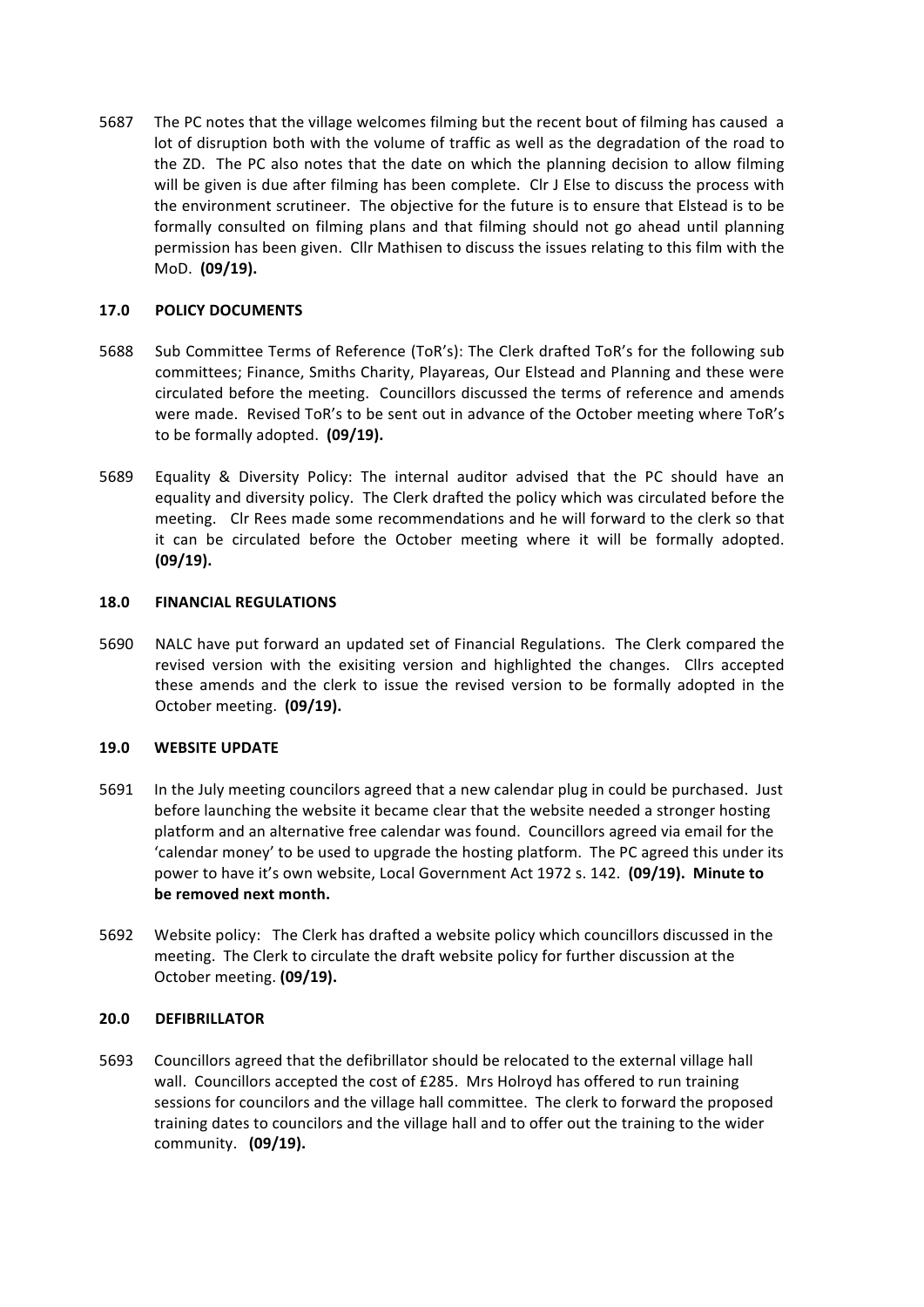5687 The PC notes that the village welcomes filming but the recent bout of filming has caused a lot of disruption both with the volume of traffic as well as the degradation of the road to the ZD. The PC also notes that the date on which the planning decision to allow filming will be given is due after filming has been complete. Clr J Else to discuss the process with the environment scrutineer. The objective for the future is to ensure that Elstead is to be formally consulted on filming plans and that filming should not go ahead until planning permission has been given. Cllr Mathisen to discuss the issues relating to this film with the MoD. **(09/19).**

## 17.0 POLICY DOCUMENTS

5688 Sub Committee Terms of Reference (ToR's): The Clerk drafted ToR's for the following sub committees; Finance, Smiths Charity, Playareas, Our Elstead and Planning and these were circulated before the meeting. Councillors discussed the terms of reference and amends were made. Revised ToR's to be sent out in advance of the October meeting where ToR's to be formally adopted. **(09/19).**

5689 Equality & Diversity Policy: The internal auditor advised that the PC should have an equality and diversity policy. The Clerk drafted the policy which was circulated before the meeting. Clr Rees made some recommendations and he will forward to the clerk so that it can be circulated before the October meeting where it will be formally adopted. **(09/19).**

## 18.0 FINANCIAL REGULATIONS

5690 NALC have put forward an updated set of Financial Regulations. The Clerk compared the revised version with the exisiting version and highlighted the changes. Cllrs accepted these amends and the clerk to issue the revised version to be formally adopted in the October meeting. **(09/19).**

## 19.0 WEBSITE UPDATE

5691 In the July meeting councilors agreed that a new calendar plug in could be purchased. Just before launching the website it became clear that the website needed a stronger hosting platform and an alternative free calendar was found. Councillors agreed via email for the 'calendar money' to be used to upgrade the hosting platform. The PC agreed this under its power to have it's own website, Local Government Act 1972 s. 142. **(09/19). Minute to be removed next month.**

5692 Website policy: The Clerk has drafted a website policy which councillors discussed in the meeting. The Clerk to circulate the draft website policy for further discussion at the October meeting. **(09/19).**

## 20.0 DEFIBRILLATOR

5693 Councillors agreed that the defibrillator should be relocated to the external village hall wall. Councillors accepted the cost of £285. Mrs Holroyd has offered to run training sessions for councilors and the village hall committee. The clerk to forward the proposed training dates to councilors and the village hall and to offer out the training to the wider community. **(09/19).**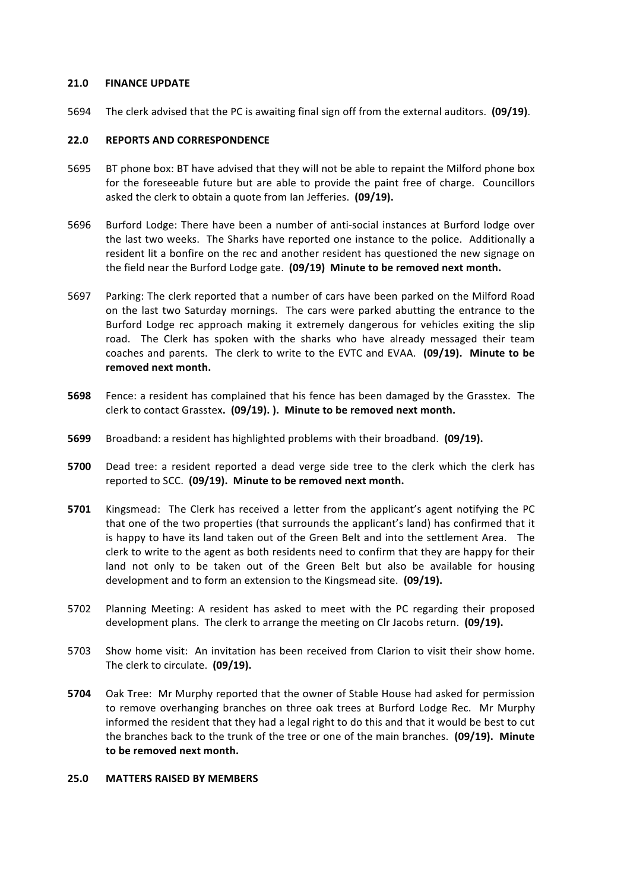## 21.0 FINANCE UPDATE

5694 The clerk advised that the PC is awaiting final sign off from the external auditors. **(09/19)**.

## 22.0 REPORTS AND CORRESPONDENCE

5695 BT phone box: BT have advised that they will not be able to repaint the Milford phone box for the foreseeable future but are able to provide the paint free of charge. Councillors asked the clerk to obtain a quote from Ian Jefferies. **(09/19).**

5696 Burford Lodge: There have been a number of anti-social instances at Burford lodge over the last two weeks. The Sharks have reported one instance to the police. Additionally a resident lit a bonfire on the rec and another resident has questioned the new signage on the field near the Burford Lodge gate. **(09/19) Minute to be removed next month.**

5697 Parking: The clerk reported that a number of cars have been parked on the Milford Road on the last two Saturday mornings. The cars were parked abutting the entrance to the Burford Lodge rec approach making it extremely dangerous for vehicles exiting the slip road. The Clerk has spoken with the sharks who have already messaged their team coaches and parents. The clerk to write to the EVTC and EVAA. **(09/19). Minute to be removed next month.**

**5698** Fence: a resident has complained that his fence has been damaged by the Grasstex. The clerk to contact Grasstex**. (09/19). ). Minute to be removed next month.**

**5699** Broadband: a resident has highlighted problems with their broadband. **(09/19).**

**5700** Dead tree: a resident reported a dead verge side tree to the clerk which the clerk has reported to SCC. **(09/19). Minute to be removed next month.**

**5701** Kingsmead: The Clerk has received a letter from the applicant's agent notifying the PC that one of the two properties (that surrounds the applicant's land) has confirmed that it is happy to have its land taken out of the Green Belt and into the settlement Area. The clerk to write to the agent as both residents need to confirm that they are happy for their land not only to be taken out of the Green Belt but also be available for housing development and to form an extension to the Kingsmead site. **(09/19).**

5702 Planning Meeting: A resident has asked to meet with the PC regarding their proposed development plans. The clerk to arrange the meeting on Clr Jacobs return. **(09/19).**

5703 Show home visit: An invitation has been received from Clarion to visit their show home. The clerk to circulate. **(09/19).**

**5704** Oak Tree: Mr Murphy reported that the owner of Stable House had asked for permission to remove overhanging branches on three oak trees at Burford Lodge Rec. Mr Murphy informed the resident that they had a legal right to do this and that it would be best to cut the branches back to the trunk of the tree or one of the main branches. **(09/19). Minute to be removed next month.**

## 25.0 MATTERS RAISED BY MEMBERS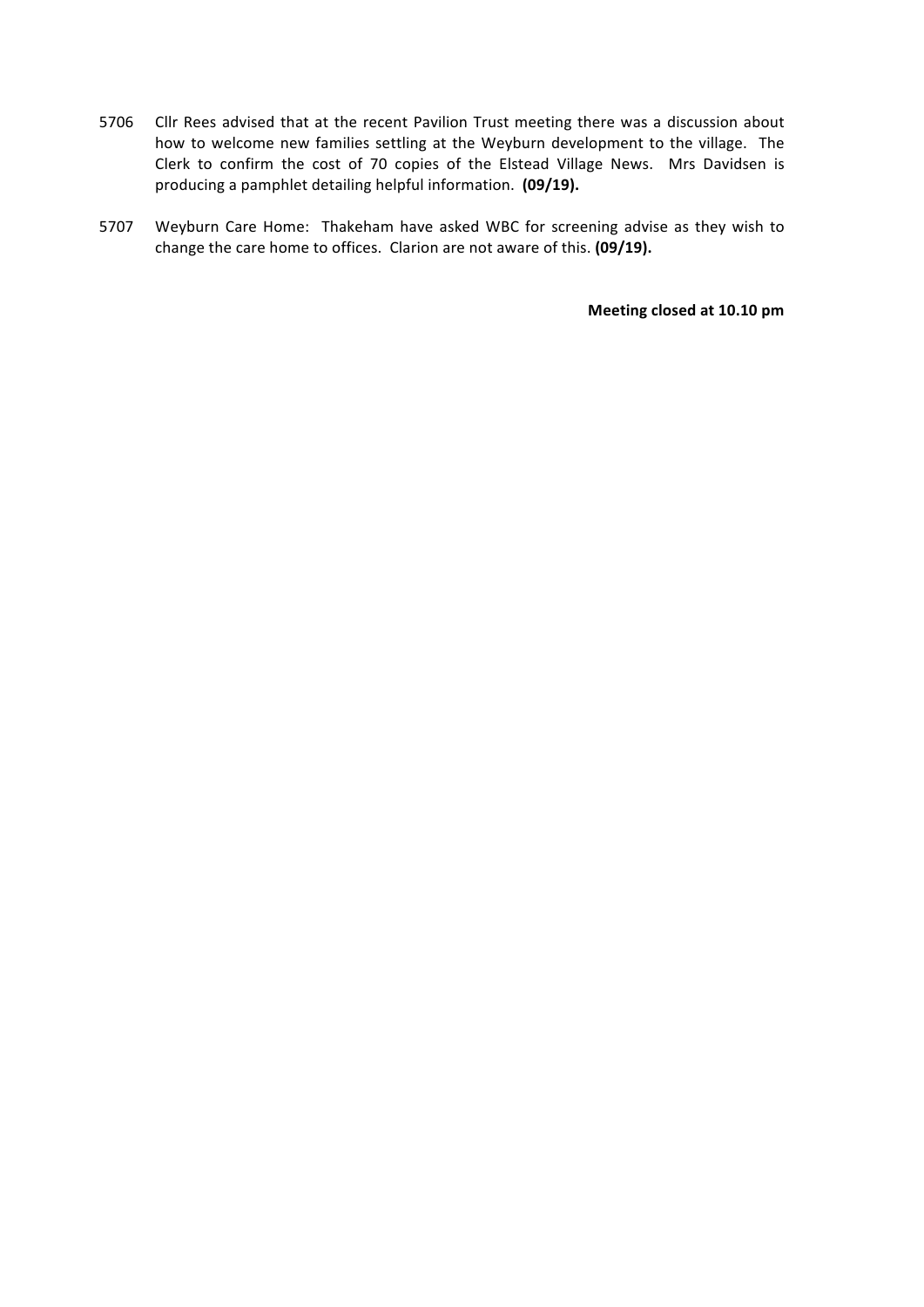5706 Cllr Rees advised that at the recent Pavilion Trust meeting there was a discussion about how to welcome new families settling at the Weyburn development to the village. The Clerk to confirm the cost of 70 copies of the Elstead Village News. Mrs Davidsen is producing a pamphlet detailing helpful information. **(09/19).**

5707 Weyburn Care Home: Thakeham have asked WBC for screening advise as they wish to change the care home to offices. Clarion are not aware of this. **(09/19).**

**Meeting closed at 10.10 pm**